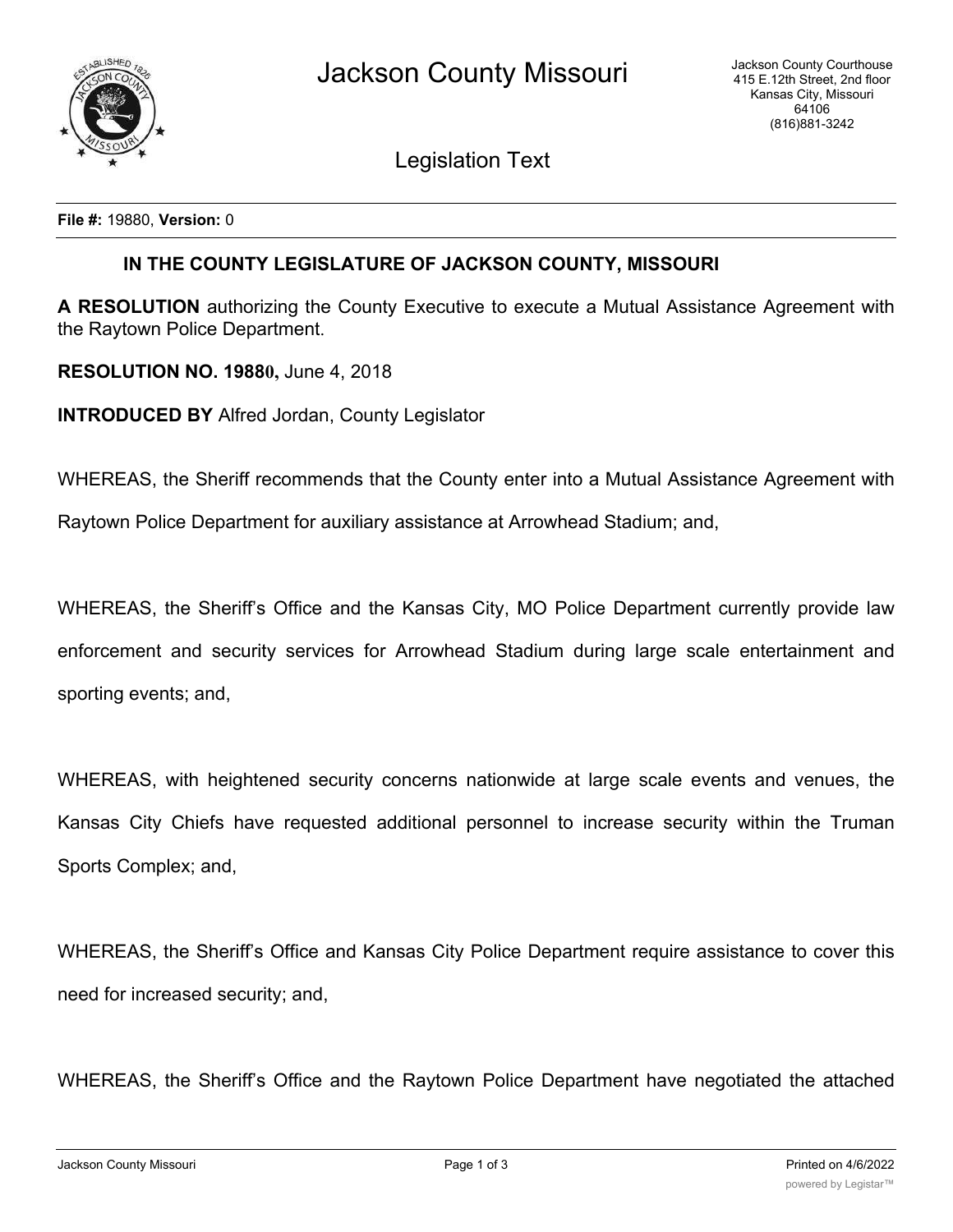Jackson County Missouri

Jackson County Courthouse
415 E.12th Street, 2nd floor
Kansas City, Missouri
64106
(816)881-3242

Legislation Text

**File #:** 19880, **Version:** 0

**IN THE COUNTY LEGISLATURE OF JACKSON COUNTY, MISSOURI**

**A RESOLUTION** authorizing the County Executive to execute a Mutual Assistance Agreement with the Raytown Police Department.

**RESOLUTION NO. 19880,** June 4, 2018

**INTRODUCED BY** Alfred Jordan, County Legislator

WHEREAS, the Sheriff recommends that the County enter into a Mutual Assistance Agreement with Raytown Police Department for auxiliary assistance at Arrowhead Stadium; and,

WHEREAS, the Sheriff's Office and the Kansas City, MO Police Department currently provide law enforcement and security services for Arrowhead Stadium during large scale entertainment and sporting events; and,

WHEREAS, with heightened security concerns nationwide at large scale events and venues, the Kansas City Chiefs have requested additional personnel to increase security within the Truman Sports Complex; and,

WHEREAS, the Sheriff's Office and Kansas City Police Department require assistance to cover this need for increased security; and,

WHEREAS, the Sheriff's Office and the Raytown Police Department have negotiated the attached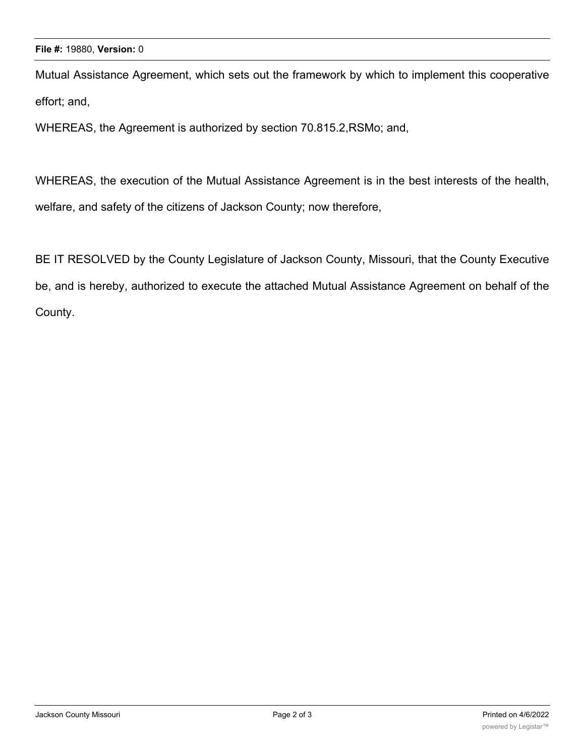Mutual Assistance Agreement, which sets out the framework by which to implement this cooperative effort; and,

WHEREAS, the Agreement is authorized by section 70.815.2,RSMo; and,

WHEREAS, the execution of the Mutual Assistance Agreement is in the best interests of the health, welfare, and safety of the citizens of Jackson County; now therefore,

BE IT RESOLVED by the County Legislature of Jackson County, Missouri, that the County Executive be, and is hereby, authorized to execute the attached Mutual Assistance Agreement on behalf of the County.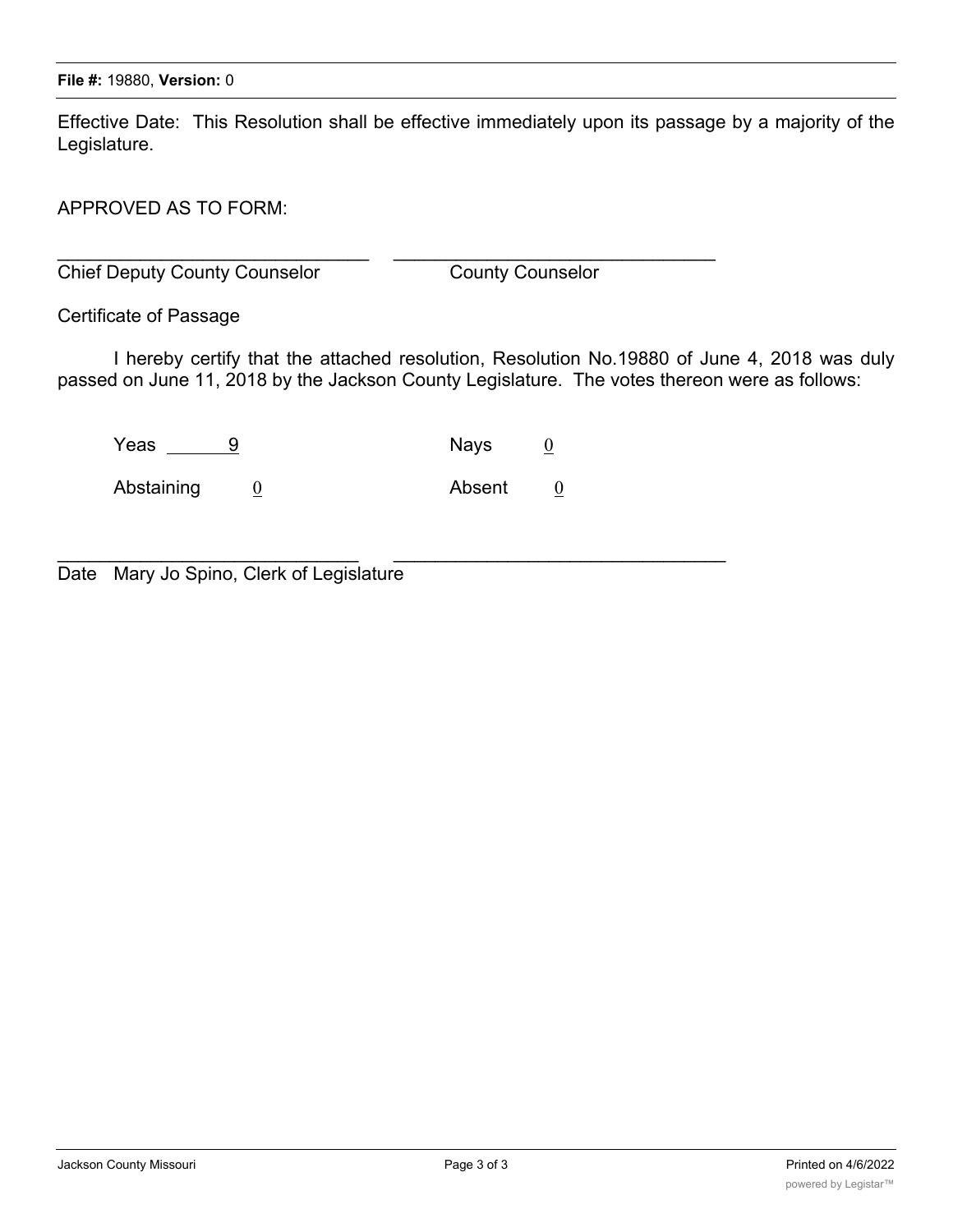**File #:** 19880, **Version:** 0

Effective Date: This Resolution shall be effective immediately upon its passage by a majority of the Legislature.

APPROVED AS TO FORM:

\_\_\_\_\_\_\_\_\_\_\_\_\_\_\_\_\_\_\_\_\_\_\_\_\_\_\_\_\_\_ \_\_\_\_\_\_\_\_\_\_\_\_\_\_\_\_\_\_\_\_\_\_\_\_\_\_\_\_\_\_\_

Chief Deputy County Counselor County Counselor

Certificate of Passage

I hereby certify that the attached resolution, Resolution No.19880 of June 4, 2018 was duly passed on June 11, 2018 by the Jackson County Legislature. The votes thereon were as follows:

| | | | |
|---|---|---|---|
| Yeas | 9 | Nays | 0 |
| Abstaining | 0 | Absent | 0 |

\_\_\_\_\_\_\_\_\_\_\_\_\_\_\_\_\_\_\_\_\_\_\_\_\_\_\_\_\_\_ \_\_\_\_\_\_\_\_\_\_\_\_\_\_\_\_\_\_\_\_\_\_\_\_\_\_\_\_\_\_\_

Date Mary Jo Spino, Clerk of Legislature